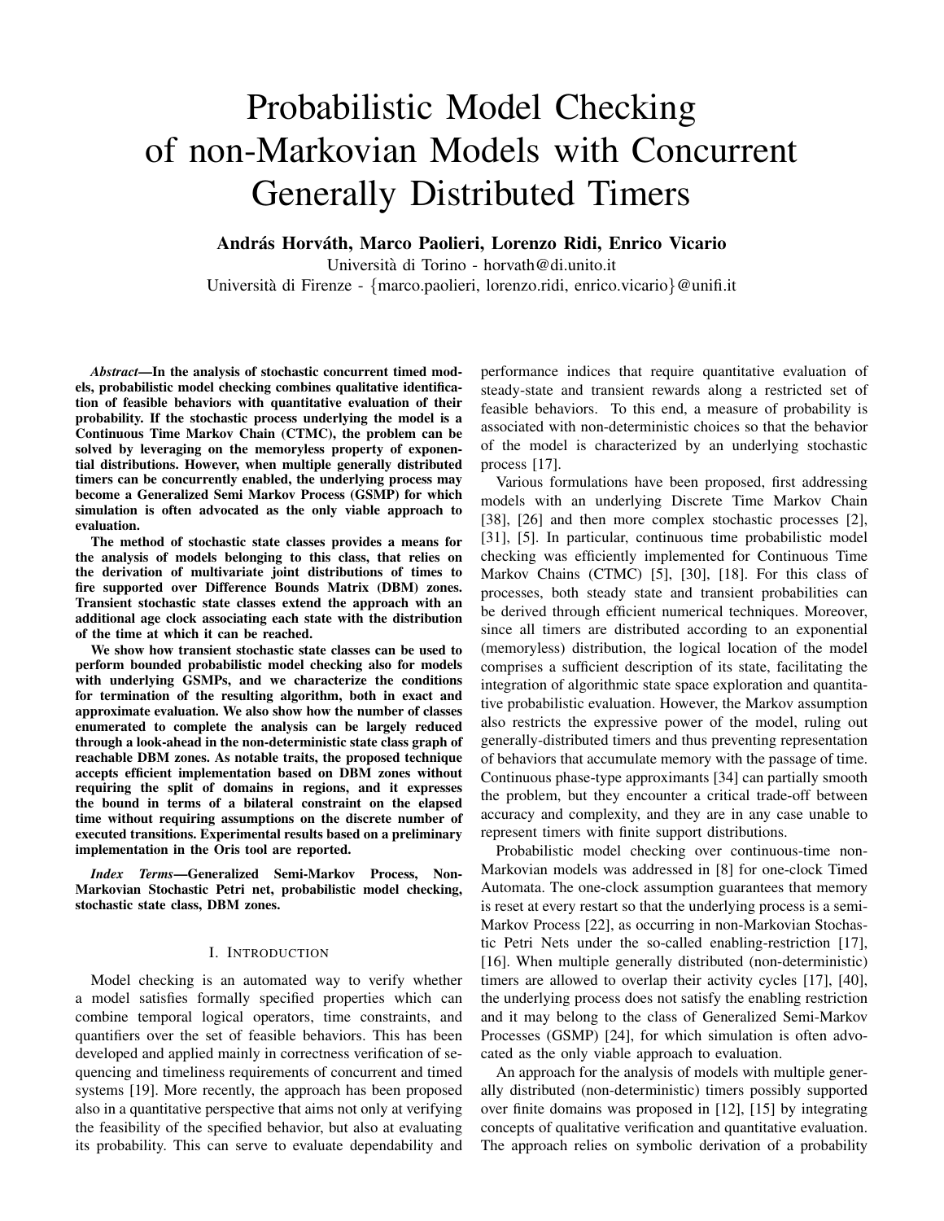# Probabilistic Model Checking of non-Markovian Models with Concurrent Generally Distributed Timers

**András Horváth, Marco Paolieri, Lorenzo Ridi, Enrico Vicario**

Università di Torino - horvath@di.unito.it

Università di Firenze - {marco.paolieri, lorenzo.ridi, enrico.vicario}@unifi.it

***Abstract*—In the analysis of stochastic concurrent timed models, probabilistic model checking combines qualitative identification of feasible behaviors with quantitative evaluation of their probability. If the stochastic process underlying the model is a Continuous Time Markov Chain (CTMC), the problem can be solved by leveraging on the memoryless property of exponential distributions. However, when multiple generally distributed timers can be concurrently enabled, the underlying process may become a Generalized Semi Markov Process (GSMP) for which simulation is often advocated as the only viable approach to evaluation.**

**The method of stochastic state classes provides a means for the analysis of models belonging to this class, that relies on the derivation of multivariate joint distributions of times to fire supported over Difference Bounds Matrix (DBM) zones. Transient stochastic state classes extend the approach with an additional age clock associating each state with the distribution of the time at which it can be reached.**

**We show how transient stochastic state classes can be used to perform bounded probabilistic model checking also for models with underlying GSMPs, and we characterize the conditions for termination of the resulting algorithm, both in exact and approximate evaluation. We also show how the number of classes enumerated to complete the analysis can be largely reduced through a look-ahead in the non-deterministic state class graph of reachable DBM zones. As notable traits, the proposed technique accepts efficient implementation based on DBM zones without requiring the split of domains in regions, and it expresses the bound in terms of a bilateral constraint on the elapsed time without requiring assumptions on the discrete number of executed transitions. Experimental results based on a preliminary implementation in the Oris tool are reported.**

***Index Terms*—Generalized Semi-Markov Process, Non-Markovian Stochastic Petri net, probabilistic model checking, stochastic state class, DBM zones.**

## I. Introduction

Model checking is an automated way to verify whether a model satisfies formally specified properties which can combine temporal logical operators, time constraints, and quantifiers over the set of feasible behaviors. This has been developed and applied mainly in correctness verification of sequencing and timeliness requirements of concurrent and timed systems [19]. More recently, the approach has been proposed also in a quantitative perspective that aims not only at verifying the feasibility of the specified behavior, but also at evaluating its probability. This can serve to evaluate dependability and performance indices that require quantitative evaluation of steady-state and transient rewards along a restricted set of feasible behaviors. To this end, a measure of probability is associated with non-deterministic choices so that the behavior of the model is characterized by an underlying stochastic process [17].

Various formulations have been proposed, first addressing models with an underlying Discrete Time Markov Chain [38], [26] and then more complex stochastic processes [2], [31], [5]. In particular, continuous time probabilistic model checking was efficiently implemented for Continuous Time Markov Chains (CTMC) [5], [30], [18]. For this class of processes, both steady state and transient probabilities can be derived through efficient numerical techniques. Moreover, since all timers are distributed according to an exponential (memoryless) distribution, the logical location of the model comprises a sufficient description of its state, facilitating the integration of algorithmic state space exploration and quantitative probabilistic evaluation. However, the Markov assumption also restricts the expressive power of the model, ruling out generally-distributed timers and thus preventing representation of behaviors that accumulate memory with the passage of time. Continuous phase-type approximants [34] can partially smooth the problem, but they encounter a critical trade-off between accuracy and complexity, and they are in any case unable to represent timers with finite support distributions.

Probabilistic model checking over continuous-time non-Markovian models was addressed in [8] for one-clock Timed Automata. The one-clock assumption guarantees that memory is reset at every restart so that the underlying process is a semi-Markov Process [22], as occurring in non-Markovian Stochastic Petri Nets under the so-called enabling-restriction [17], [16]. When multiple generally distributed (non-deterministic) timers are allowed to overlap their activity cycles [17], [40], the underlying process does not satisfy the enabling restriction and it may belong to the class of Generalized Semi-Markov Processes (GSMP) [24], for which simulation is often advocated as the only viable approach to evaluation.

An approach for the analysis of models with multiple generally distributed (non-deterministic) timers possibly supported over finite domains was proposed in [12], [15] by integrating concepts of qualitative verification and quantitative evaluation. The approach relies on symbolic derivation of a probability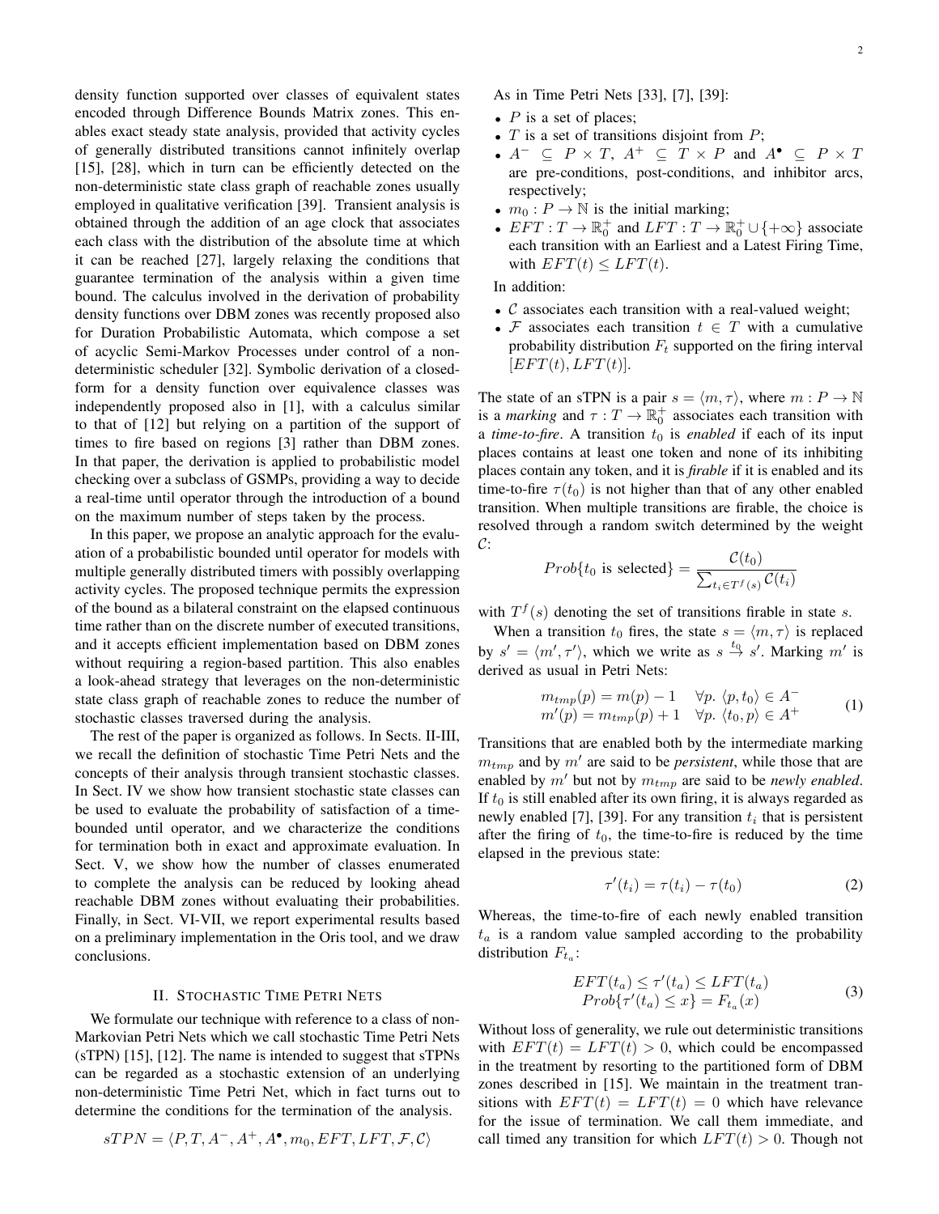density function supported over classes of equivalent states encoded through Difference Bounds Matrix zones. This enables exact steady state analysis, provided that activity cycles of generally distributed transitions cannot infinitely overlap [15], [28], which in turn can be efficiently detected on the non-deterministic state class graph of reachable zones usually employed in qualitative verification [39]. Transient analysis is obtained through the addition of an age clock that associates each class with the distribution of the absolute time at which it can be reached [27], largely relaxing the conditions that guarantee termination of the analysis within a given time bound. The calculus involved in the derivation of probability density functions over DBM zones was recently proposed also for Duration Probabilistic Automata, which compose a set of acyclic Semi-Markov Processes under control of a non-deterministic scheduler [32]. Symbolic derivation of a closed-form for a density function over equivalence classes was independently proposed also in [1], with a calculus similar to that of [12] but relying on a partition of the support of times to fire based on regions [3] rather than DBM zones. In that paper, the derivation is applied to probabilistic model checking over a subclass of GSMPs, providing a way to decide a real-time until operator through the introduction of a bound on the maximum number of steps taken by the process.

In this paper, we propose an analytic approach for the evaluation of a probabilistic bounded until operator for models with multiple generally distributed timers with possibly overlapping activity cycles. The proposed technique permits the expression of the bound as a bilateral constraint on the elapsed continuous time rather than on the discrete number of executed transitions, and it accepts efficient implementation based on DBM zones without requiring a region-based partition. This also enables a look-ahead strategy that leverages on the non-deterministic state class graph of reachable zones to reduce the number of stochastic classes traversed during the analysis.

The rest of the paper is organized as follows. In Sects. II-III, we recall the definition of stochastic Time Petri Nets and the concepts of their analysis through transient stochastic classes. In Sect. IV we show how transient stochastic state classes can be used to evaluate the probability of satisfaction of a time-bounded until operator, and we characterize the conditions for termination both in exact and approximate evaluation. In Sect. V, we show how the number of classes enumerated to complete the analysis can be reduced by looking ahead reachable DBM zones without evaluating their probabilities. Finally, in Sect. VI-VII, we report experimental results based on a preliminary implementation in the Oris tool, and we draw conclusions.

## II. Stochastic Time Petri Nets

We formulate our technique with reference to a class of non-Markovian Petri Nets which we call stochastic Time Petri Nets (sTPN) [15], [12]. The name is intended to suggest that sTPNs can be regarded as a stochastic extension of an underlying non-deterministic Time Petri Net, which in fact turns out to determine the conditions for the termination of the analysis.

$$sTPN = \langle P, T, A^-, A^+, A^\bullet, m_0, EFT, LFT, \mathcal{F}, \mathcal{C} \rangle$$

As in Time Petri Nets [33], [7], [39]:

- $P$ is a set of places;
- $T$ is a set of transitions disjoint from $P$;
- $A^- \subseteq P \times T$, $A^+ \subseteq T \times P$ and $A^\bullet \subseteq P \times T$ are pre-conditions, post-conditions, and inhibitor arcs, respectively;
- $m_0 : P \rightarrow \mathbb{N}$ is the initial marking;
- $EFT : T \rightarrow \mathbb{R}_0^+$ and $LFT : T \rightarrow \mathbb{R}_0^+ \cup \{+\infty\}$ associate each transition with an Earliest and a Latest Firing Time, with $EFT(t) \leq LFT(t)$.

In addition:

- $\mathcal{C}$ associates each transition with a real-valued weight;
- $\mathcal{F}$ associates each transition $t \in T$ with a cumulative probability distribution $F_t$ supported on the firing interval $[EFT(t), LFT(t)]$.

The state of an sTPN is a pair $s = \langle m, \tau \rangle$, where $m : P \rightarrow \mathbb{N}$ is a *marking* and $\tau : T \rightarrow \mathbb{R}_0^+$ associates each transition with a *time-to-fire*. A transition $t_0$ is *enabled* if each of its input places contains at least one token and none of its inhibiting places contain any token, and it is ***firable*** if it is enabled and its time-to-fire $\tau(t_0)$ is not higher than that of any other enabled transition. When multiple transitions are firable, the choice is resolved through a random switch determined by the weight $\mathcal{C}$:

$$Prob\{t_0 \text{ is selected}\} = \frac{\mathcal{C}(t_0)}{\sum_{t_i \in T^f(s)} \mathcal{C}(t_i)}$$

with $T^f(s)$ denoting the set of transitions firable in state $s$.

When a transition $t_0$ fires, the state $s = \langle m, \tau \rangle$ is replaced by $s' = \langle m', \tau' \rangle$, which we write as $s \stackrel{t_0}{\rightarrow} s'$. Marking $m'$ is derived as usual in Petri Nets:

$$\begin{array}{ll} m_{tmp}(p) = m(p) - 1 & \forall p.\ \langle p, t_0 \rangle \in A^- \\ m'(p) = m_{tmp}(p) + 1 & \forall p.\ \langle t_0, p \rangle \in A^+ \end{array} \tag{1}$$

Transitions that are enabled both by the intermediate marking $m_{tmp}$ and by $m'$ are said to be ***persistent***, while those that are enabled by $m'$ but not by $m_{tmp}$ are said to be ***newly enabled***. If $t_0$ is still enabled after its own firing, it is always regarded as newly enabled [7], [39]. For any transition $t_i$ that is persistent after the firing of $t_0$, the time-to-fire is reduced by the time elapsed in the previous state:

$$\tau'(t_i) = \tau(t_i) - \tau(t_0) \tag{2}$$

Whereas, the time-to-fire of each newly enabled transition $t_a$ is a random value sampled according to the probability distribution $F_{t_a}$:

$$\begin{array}{c} EFT(t_a) \leq \tau'(t_a) \leq LFT(t_a) \\ Prob\{\tau'(t_a) \leq x\} = F_{t_a}(x) \end{array} \tag{3}$$

Without loss of generality, we rule out deterministic transitions with $EFT(t) = LFT(t) > 0$, which could be encompassed in the treatment by resorting to the partitioned form of DBM zones described in [15]. We maintain in the treatment transitions with $EFT(t) = LFT(t) = 0$ which have relevance for the issue of termination. We call them immediate, and call timed any transition for which $LFT(t) > 0$. Though not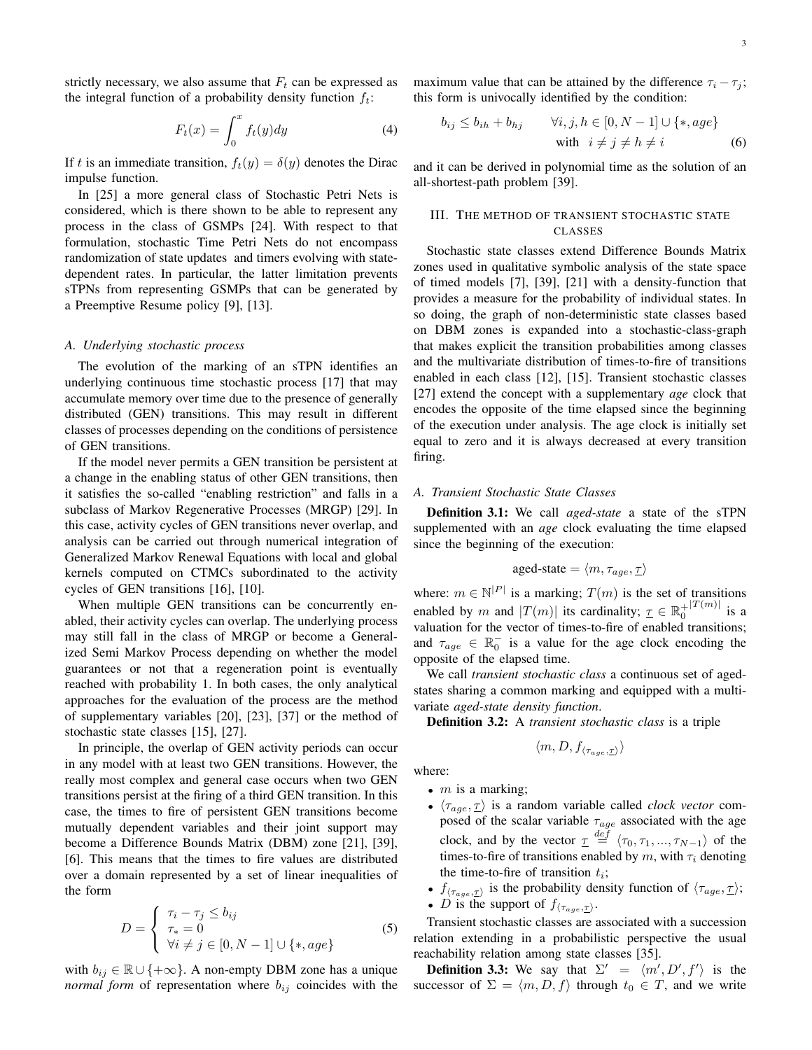strictly necessary, we also assume that $F_t$ can be expressed as the integral function of a probability density function $f_t$:

$$F_t(x) = \int_0^x f_t(y)dy \tag{4}$$

If $t$ is an immediate transition, $f_t(y) = \delta(y)$ denotes the Dirac impulse function.

In [25] a more general class of Stochastic Petri Nets is considered, which is there shown to be able to represent any process in the class of GSMPs [24]. With respect to that formulation, stochastic Time Petri Nets do not encompass randomization of state updates and timers evolving with state-dependent rates. In particular, the latter limitation prevents sTPNs from representing GSMPs that can be generated by a Preemptive Resume policy [9], [13].

### A. Underlying stochastic process

The evolution of the marking of an sTPN identifies an underlying continuous time stochastic process [17] that may accumulate memory over time due to the presence of generally distributed (GEN) transitions. This may result in different classes of processes depending on the conditions of persistence of GEN transitions.

If the model never permits a GEN transition be persistent at a change in the enabling status of other GEN transitions, then it satisfies the so-called "enabling restriction" and falls in a subclass of Markov Regenerative Processes (MRGP) [29]. In this case, activity cycles of GEN transitions never overlap, and analysis can be carried out through numerical integration of Generalized Markov Renewal Equations with local and global kernels computed on CTMCs subordinated to the activity cycles of GEN transitions [16], [10].

When multiple GEN transitions can be concurrently enabled, their activity cycles can overlap. The underlying process may still fall in the class of MRGP or become a Generalized Semi Markov Process depending on whether the model guarantees or not that a regeneration point is eventually reached with probability 1. In both cases, the only analytical approaches for the evaluation of the process are the method of supplementary variables [20], [23], [37] or the method of stochastic state classes [15], [27].

In principle, the overlap of GEN activity periods can occur in any model with at least two GEN transitions. However, the really most complex and general case occurs when two GEN transitions persist at the firing of a third GEN transition. In this case, the times to fire of persistent GEN transitions become mutually dependent variables and their joint support may become a Difference Bounds Matrix (DBM) zone [21], [39], [6]. This means that the times to fire values are distributed over a domain represented by a set of linear inequalities of the form

$$D = \begin{cases} \tau_i - \tau_j \leq b_{ij} \\ \tau_* = 0 \\ \forall i \neq j \in [0, N-1] \cup \{*, age\} \end{cases} \tag{5}$$

with $b_{ij} \in \mathbb{R} \cup \{+\infty\}$. A non-empty DBM zone has a unique *normal form* of representation where $b_{ij}$ coincides with the maximum value that can be attained by the difference $\tau_i - \tau_j$; this form is univocally identified by the condition:

$$b_{ij} \leq b_{ih} + b_{hj} \qquad \forall i, j, h \in [0, N-1] \cup \{*, age\} \quad \text{with} \;\; i \neq j \neq h \neq i \tag{6}$$

and it can be derived in polynomial time as the solution of an all-shortest-path problem [39].

## III. The method of transient stochastic state classes

Stochastic state classes extend Difference Bounds Matrix zones used in qualitative symbolic analysis of the state space of timed models [7], [39], [21] with a density-function that provides a measure for the probability of individual states. In so doing, the graph of non-deterministic state classes based on DBM zones is expanded into a stochastic-class-graph that makes explicit the transition probabilities among classes and the multivariate distribution of times-to-fire of transitions enabled in each class [12], [15]. Transient stochastic classes [27] extend the concept with a supplementary *age* clock that encodes the opposite of the time elapsed since the beginning of the execution under analysis. The age clock is initially set equal to zero and it is always decreased at every transition firing.

### A. Transient Stochastic State Classes

**Definition 3.1:** We call *aged-state* a state of the sTPN supplemented with an *age* clock evaluating the time elapsed since the beginning of the execution:

$$\text{aged-state} = \langle m, \tau_{age}, \underline{\tau} \rangle$$

where: $m \in \mathbb{N}^{|P|}$ is a marking; $T(m)$ is the set of transitions enabled by $m$ and $|T(m)|$ its cardinality; $\underline{\tau} \in \mathbb{R}_0^{+|T(m)|}$ is a valuation for the vector of times-to-fire of enabled transitions; and $\tau_{age} \in \mathbb{R}_0^-$ is a value for the age clock encoding the opposite of the elapsed time.

We call *transient stochastic class* a continuous set of aged-states sharing a common marking and equipped with a multivariate *aged-state density function*.

**Definition 3.2:** A *transient stochastic class* is a triple

$$\langle m, D, f_{\langle \tau_{age}, \underline{\tau} \rangle} \rangle$$

where:

- $m$ is a marking;
- $\langle \tau_{age}, \underline{\tau} \rangle$ is a random variable called *clock vector* composed of the scalar variable $\tau_{age}$ associated with the age clock, and by the vector $\underline{\tau} \overset{def}{=} \langle \tau_0, \tau_1, ..., \tau_{N-1} \rangle$ of the times-to-fire of transitions enabled by $m$, with $\tau_i$ denoting the time-to-fire of transition $t_i$;
- $f_{\langle \tau_{age}, \underline{\tau} \rangle}$ is the probability density function of $\langle \tau_{age}, \underline{\tau} \rangle$;
- $D$ is the support of $f_{\langle \tau_{age}, \underline{\tau} \rangle}$.

Transient stochastic classes are associated with a succession relation extending in a probabilistic perspective the usual reachability relation among state classes [35].

**Definition 3.3:** We say that $\Sigma' = \langle m', D', f' \rangle$ is the successor of $\Sigma = \langle m, D, f \rangle$ through $t_0 \in T$, and we write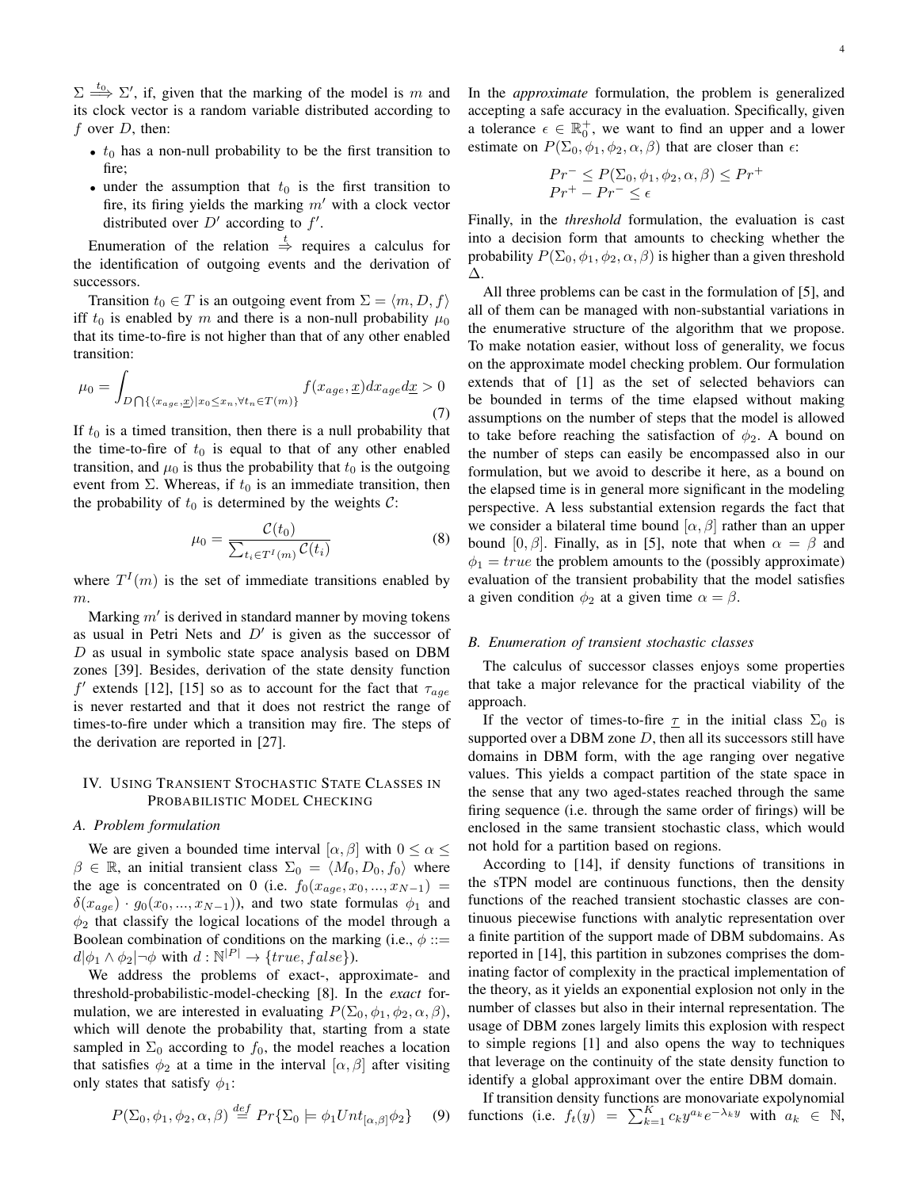$\Sigma \overset{t_0}{\Longrightarrow} \Sigma'$, if, given that the marking of the model is $m$ and its clock vector is a random variable distributed according to $f$ over $D$, then:

- $t_0$ has a non-null probability to be the first transition to fire;
- under the assumption that $t_0$ is the first transition to fire, its firing yields the marking $m'$ with a clock vector distributed over $D'$ according to $f'$.

Enumeration of the relation $\overset{t}{\Rightarrow}$ requires a calculus for the identification of outgoing events and the derivation of successors.

Transition $t_0 \in T$ is an outgoing event from $\Sigma = \langle m, D, f \rangle$ iff $t_0$ is enabled by $m$ and there is a non-null probability $\mu_0$ that its time-to-fire is not higher than that of any other enabled transition:

$$\mu_0 = \int_{D \bigcap \{\langle x_{age}, \underline{x} \rangle | x_0 \leq x_n, \forall t_n \in T(m)\}} f(x_{age}, \underline{x}) dx_{age} d\underline{x} > 0 \tag{7}$$

If $t_0$ is a timed transition, then there is a null probability that the time-to-fire of $t_0$ is equal to that of any other enabled transition, and $\mu_0$ is thus the probability that $t_0$ is the outgoing event from $\Sigma$. Whereas, if $t_0$ is an immediate transition, then the probability of $t_0$ is determined by the weights $\mathcal{C}$:

$$\mu_0 = \frac{\mathcal{C}(t_0)}{\sum_{t_i \in T^I(m)} \mathcal{C}(t_i)} \tag{8}$$

where $T^I(m)$ is the set of immediate transitions enabled by $m$.

Marking $m'$ is derived in standard manner by moving tokens as usual in Petri Nets and $D'$ is given as the successor of $D$ as usual in symbolic state space analysis based on DBM zones [39]. Besides, derivation of the state density function $f'$ extends [12], [15] so as to account for the fact that $\tau_{age}$ is never restarted and that it does not restrict the range of times-to-fire under which a transition may fire. The steps of the derivation are reported in [27].

## IV. Using Transient Stochastic State Classes in Probabilistic Model Checking

### A. Problem formulation

We are given a bounded time interval $[\alpha, \beta]$ with $0 \leq \alpha \leq \beta \in \mathbb{R}$, an initial transient class $\Sigma_0 = \langle M_0, D_0, f_0 \rangle$ where the age is concentrated on 0 (i.e. $f_0(x_{age}, x_0, ..., x_{N-1}) = \delta(x_{age}) \cdot g_0(x_0, ..., x_{N-1})$), and two state formulas $\phi_1$ and $\phi_2$ that classify the logical locations of the model through a Boolean combination of conditions on the marking (i.e., $\phi ::= d | \phi_1 \wedge \phi_2 | \neg \phi$ with $d : \mathbb{N}^{|P|} \rightarrow \{true, false\}$).

We address the problems of exact-, approximate- and threshold-probabilistic-model-checking [8]. In the *exact* formulation, we are interested in evaluating $P(\Sigma_0, \phi_1, \phi_2, \alpha, \beta)$, which will denote the probability that, starting from a state sampled in $\Sigma_0$ according to $f_0$, the model reaches a location that satisfies $\phi_2$ at a time in the interval $[\alpha, \beta]$ after visiting only states that satisfy $\phi_1$:

$$P(\Sigma_0, \phi_1, \phi_2, \alpha, \beta) \overset{def}{=} Pr\{\Sigma_0 \models \phi_1 Unt_{[\alpha,\beta]} \phi_2\} \tag{9}$$

In the *approximate* formulation, the problem is generalized accepting a safe accuracy in the evaluation. Specifically, given a tolerance $\epsilon \in \mathbb{R}_0^+$, we want to find an upper and a lower estimate on $P(\Sigma_0, \phi_1, \phi_2, \alpha, \beta)$ that are closer than $\epsilon$:

$$Pr^- \leq P(\Sigma_0, \phi_1, \phi_2, \alpha, \beta) \leq Pr^+$$
$$Pr^+ - Pr^- \leq \epsilon$$

Finally, in the *threshold* formulation, the evaluation is cast into a decision form that amounts to checking whether the probability $P(\Sigma_0, \phi_1, \phi_2, \alpha, \beta)$ is higher than a given threshold $\Delta$.

All three problems can be cast in the formulation of [5], and all of them can be managed with non-substantial variations in the enumerative structure of the algorithm that we propose. To make notation easier, without loss of generality, we focus on the approximate model checking problem. Our formulation extends that of [1] as the set of selected behaviors can be bounded in terms of the time elapsed without making assumptions on the number of steps that the model is allowed to take before reaching the satisfaction of $\phi_2$. A bound on the number of steps can easily be encompassed also in our formulation, but we avoid to describe it here, as a bound on the elapsed time is in general more significant in the modeling perspective. A less substantial extension regards the fact that we consider a bilateral time bound $[\alpha, \beta]$ rather than an upper bound $[0, \beta]$. Finally, as in [5], note that when $\alpha = \beta$ and $\phi_1 = true$ the problem amounts to the (possibly approximate) evaluation of the transient probability that the model satisfies a given condition $\phi_2$ at a given time $\alpha = \beta$.

### B. Enumeration of transient stochastic classes

The calculus of successor classes enjoys some properties that take a major relevance for the practical viability of the approach.

If the vector of times-to-fire $\underline{\tau}$ in the initial class $\Sigma_0$ is supported over a DBM zone $D$, then all its successors still have domains in DBM form, with the age ranging over negative values. This yields a compact partition of the state space in the sense that any two aged-states reached through the same firing sequence (i.e. through the same order of firings) will be enclosed in the same transient stochastic class, which would not hold for a partition based on regions.

According to [14], if density functions of transitions in the sTPN model are continuous functions, then the density functions of the reached transient stochastic classes are continuous piecewise functions with analytic representation over a finite partition of the support made of DBM subdomains. As reported in [14], this partition in subzones comprises the dominating factor of complexity in the practical implementation of the theory, as it yields an exponential explosion not only in the number of classes but also in their internal representation. The usage of DBM zones largely limits this explosion with respect to simple regions [1] and also opens the way to techniques that leverage on the continuity of the state density function to identify a global approximant over the entire DBM domain.

If transition density functions are monovariate expolynomial functions (i.e. $f_t(y) = \sum_{k=1}^{K} c_k y^{a_k} e^{-\lambda_k y}$ with $a_k \in \mathbb{N}$,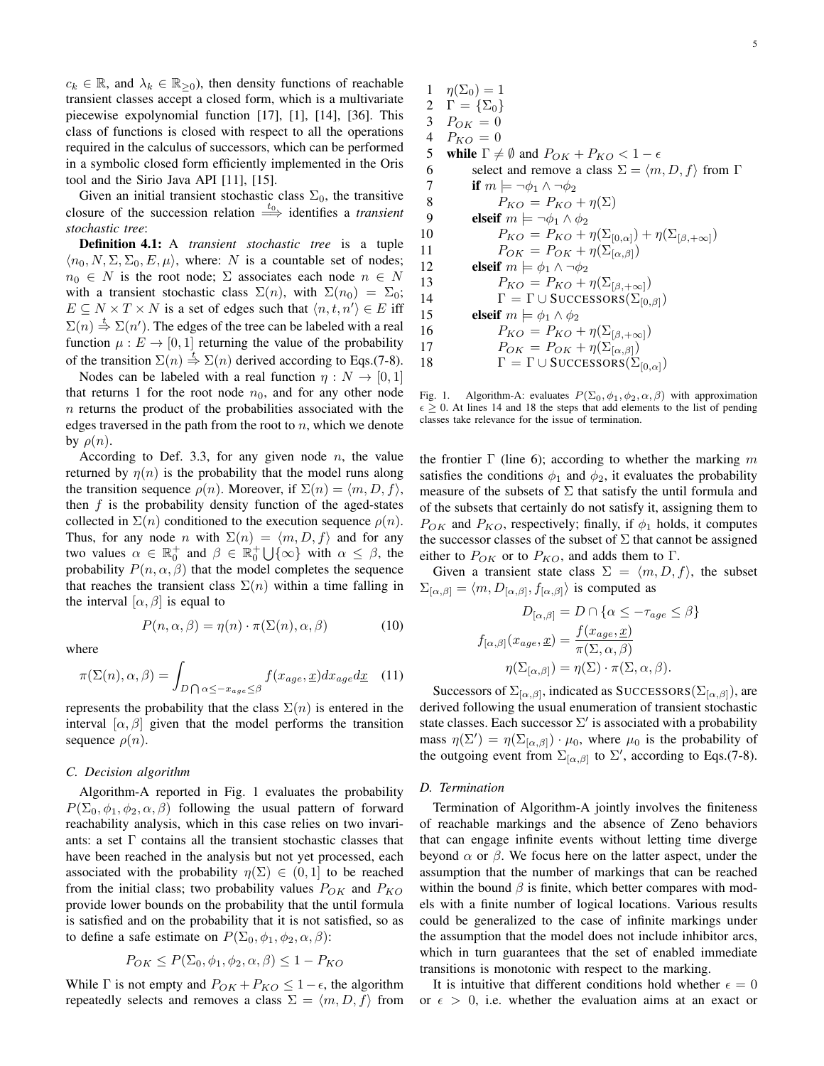$c_k \in \mathbb{R}$, and $\lambda_k \in \mathbb{R}_{\geq 0}$), then density functions of reachable transient classes accept a closed form, which is a multivariate piecewise expolynomial function [17], [1], [14], [36]. This class of functions is closed with respect to all the operations required in the calculus of successors, which can be performed in a symbolic closed form efficiently implemented in the Oris tool and the Sirio Java API [11], [15].

Given an initial transient stochastic class $\Sigma_0$, the transitive closure of the succession relation $\stackrel{t_0}{\Longrightarrow}$ identifies a *transient stochastic tree*:

**Definition 4.1:** A *transient stochastic tree* is a tuple $\langle n_0, N, \Sigma, \Sigma_0, E, \mu \rangle$, where: $N$ is a countable set of nodes; $n_0 \in N$ is the root node; $\Sigma$ associates each node $n \in N$ with a transient stochastic class $\Sigma(n)$, with $\Sigma(n_0) = \Sigma_0$; $E \subseteq N \times T \times N$ is a set of edges such that $\langle n, t, n' \rangle \in E$ iff $\Sigma(n) \stackrel{t}{\Rightarrow} \Sigma(n')$. The edges of the tree can be labeled with a real function $\mu : E \rightarrow [0, 1]$ returning the value of the probability of the transition $\Sigma(n) \stackrel{t}{\Rightarrow} \Sigma(n)$ derived according to Eqs.(7-8).

Nodes can be labeled with a real function $\eta : N \rightarrow [0, 1]$ that returns 1 for the root node $n_0$, and for any other node $n$ returns the product of the probabilities associated with the edges traversed in the path from the root to $n$, which we denote by $\rho(n)$.

According to Def. 3.3, for any given node $n$, the value returned by $\eta(n)$ is the probability that the model runs along the transition sequence $\rho(n)$. Moreover, if $\Sigma(n) = \langle m, D, f \rangle$, then $f$ is the probability density function of the aged-states collected in $\Sigma(n)$ conditioned to the execution sequence $\rho(n)$. Thus, for any node $n$ with $\Sigma(n) = \langle m, D, f \rangle$ and for any two values $\alpha \in \mathbb{R}_0^+$ and $\beta \in \mathbb{R}_0^+ \bigcup \{\infty\}$ with $\alpha \leq \beta$, the probability $P(n, \alpha, \beta)$ that the model completes the sequence that reaches the transient class $\Sigma(n)$ within a time falling in the interval $[\alpha, \beta]$ is equal to

$$P(n, \alpha, \beta) = \eta(n) \cdot \pi(\Sigma(n), \alpha, \beta) \tag{10}$$

where

$$\pi(\Sigma(n), \alpha, \beta) = \int_{D \bigcap \alpha \leq -x_{age} \leq \beta} f(x_{age}, \underline{x}) dx_{age} d\underline{x} \tag{11}$$

represents the probability that the class $\Sigma(n)$ is entered in the interval $[\alpha, \beta]$ given that the model performs the transition sequence $\rho(n)$.

### C. Decision algorithm

Algorithm-A reported in Fig. 1 evaluates the probability $P(\Sigma_0, \phi_1, \phi_2, \alpha, \beta)$ following the usual pattern of forward reachability analysis, which in this case relies on two invariants: a set $\Gamma$ contains all the transient stochastic classes that have been reached in the analysis but not yet processed, each associated with the probability $\eta(\Sigma) \in (0, 1]$ to be reached from the initial class; two probability values $P_{OK}$ and $P_{KO}$ provide lower bounds on the probability that the until formula is satisfied and on the probability that it is not satisfied, so as to define a safe estimate on $P(\Sigma_0, \phi_1, \phi_2, \alpha, \beta)$:

$$P_{OK} \leq P(\Sigma_0, \phi_1, \phi_2, \alpha, \beta) \leq 1 - P_{KO}$$

While $\Gamma$ is not empty and $P_{OK} + P_{KO} \leq 1 - \epsilon$, the algorithm repeatedly selects and removes a class $\Sigma = \langle m, D, f \rangle$ from

```
1   η(Σ0) = 1
2   Γ = {Σ0}
3   P_OK = 0
4   P_KO = 0
5   while Γ ≠ ∅ and P_OK + P_KO < 1 − ε
6       select and remove a class Σ = ⟨m, D, f⟩ from Γ
7       if m ⊨ ¬φ1 ∧ ¬φ2
8           P_KO = P_KO + η(Σ)
9       elseif m ⊨ ¬φ1 ∧ φ2
10          P_KO = P_KO + η(Σ[0,α]) + η(Σ[β,+∞])
11          P_OK = P_OK + η(Σ[α,β])
12      elseif m ⊨ φ1 ∧ ¬φ2
13          P_KO = P_KO + η(Σ[β,+∞])
14          Γ = Γ ∪ SUCCESSORS(Σ[0,β])
15      elseif m ⊨ φ1 ∧ φ2
16          P_KO = P_KO + η(Σ[β,+∞])
17          P_OK = P_OK + η(Σ[α,β])
18          Γ = Γ ∪ SUCCESSORS(Σ[0,α])
```

Fig. 1. Algorithm-A: evaluates $P(\Sigma_0, \phi_1, \phi_2, \alpha, \beta)$ with approximation $\epsilon \geq 0$. At lines 14 and 18 the steps that add elements to the list of pending classes take relevance for the issue of termination.

the frontier $\Gamma$ (line 6); according to whether the marking $m$ satisfies the conditions $\phi_1$ and $\phi_2$, it evaluates the probability measure of the subsets of $\Sigma$ that satisfy the until formula and of the subsets that certainly do not satisfy it, assigning them to $P_{OK}$ and $P_{KO}$, respectively; finally, if $\phi_1$ holds, it computes the successor classes of the subset of $\Sigma$ that cannot be assigned either to $P_{OK}$ or to $P_{KO}$, and adds them to $\Gamma$.

Given a transient state class $\Sigma = \langle m, D, f \rangle$, the subset $\Sigma_{[\alpha,\beta]} = \langle m, D_{[\alpha,\beta]}, f_{[\alpha,\beta]} \rangle$ is computed as

$$D_{[\alpha,\beta]} = D \cap \{\alpha \leq -\tau_{age} \leq \beta\}$$

$$f_{[\alpha,\beta]}(x_{age}, \underline{x}) = \frac{f(x_{age}, \underline{x})}{\pi(\Sigma, \alpha, \beta)}$$

$$\eta(\Sigma_{[\alpha,\beta]}) = \eta(\Sigma) \cdot \pi(\Sigma, \alpha, \beta).$$

Successors of $\Sigma_{[\alpha,\beta]}$, indicated as $\text{SUCCESSORS}(\Sigma_{[\alpha,\beta]})$, are derived following the usual enumeration of transient stochastic state classes. Each successor $\Sigma'$ is associated with a probability mass $\eta(\Sigma') = \eta(\Sigma_{[\alpha,\beta]}) \cdot \mu_0$, where $\mu_0$ is the probability of the outgoing event from $\Sigma_{[\alpha,\beta]}$ to $\Sigma'$, according to Eqs.(7-8).

### D. Termination

Termination of Algorithm-A jointly involves the finiteness of reachable markings and the absence of Zeno behaviors that can engage infinite events without letting time diverge beyond $\alpha$ or $\beta$. We focus here on the latter aspect, under the assumption that the number of markings that can be reached within the bound $\beta$ is finite, which better compares with models with a finite number of logical locations. Various results could be generalized to the case of infinite markings under the assumption that the model does not include inhibitor arcs, which in turn guarantees that the set of enabled immediate transitions is monotonic with respect to the marking.

It is intuitive that different conditions hold whether $\epsilon = 0$ or $\epsilon > 0$, i.e. whether the evaluation aims at an exact or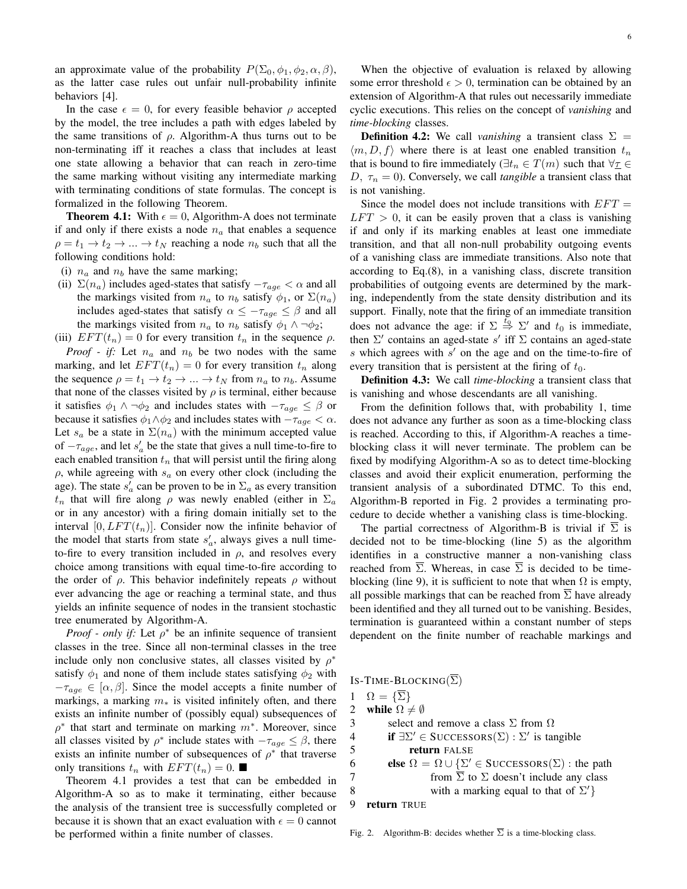an approximate value of the probability $P(\Sigma_0, \phi_1, \phi_2, \alpha, \beta)$, as the latter case rules out unfair null-probability infinite behaviors [4].

In the case $\epsilon = 0$, for every feasible behavior $\rho$ accepted by the model, the tree includes a path with edges labeled by the same transitions of $\rho$. Algorithm-A thus turns out to be non-terminating iff it reaches a class that includes at least one state allowing a behavior that can reach in zero-time the same marking without visiting any intermediate marking with terminating conditions of state formulas. The concept is formalized in the following Theorem.

**Theorem 4.1:** With $\epsilon = 0$, Algorithm-A does not terminate if and only if there exists a node $n_a$ that enables a sequence $\rho = t_1 \rightarrow t_2 \rightarrow ... \rightarrow t_N$ reaching a node $n_b$ such that all the following conditions hold:

(i) $n_a$ and $n_b$ have the same marking;

(ii) $\Sigma(n_a)$ includes aged-states that satisfy $-\tau_{age} < \alpha$ and all the markings visited from $n_a$ to $n_b$ satisfy $\phi_1$, or $\Sigma(n_a)$ includes aged-states that satisfy $\alpha \leq -\tau_{age} \leq \beta$ and all the markings visited from $n_a$ to $n_b$ satisfy $\phi_1 \wedge \neg\phi_2$;

(iii) $EFT(t_n) = 0$ for every transition $t_n$ in the sequence $\rho$.

*Proof - if:* Let $n_a$ and $n_b$ be two nodes with the same marking, and let $EFT(t_n) = 0$ for every transition $t_n$ along the sequence $\rho = t_1 \rightarrow t_2 \rightarrow ... \rightarrow t_N$ from $n_a$ to $n_b$. Assume that none of the classes visited by $\rho$ is terminal, either because it satisfies $\phi_1 \wedge \neg\phi_2$ and includes states with $-\tau_{age} \leq \beta$ or because it satisfies $\phi_1 \wedge \phi_2$ and includes states with $-\tau_{age} < \alpha$. Let $s_a$ be a state in $\Sigma(n_a)$ with the minimum accepted value of $-\tau_{age}$, and let $s'_a$ be the state that gives a null time-to-fire to each enabled transition $t_n$ that will persist until the firing along $\rho$, while agreeing with $s_a$ on every other clock (including the age). The state $s'_a$ can be proven to be in $\Sigma_a$ as every transition $t_n$ that will fire along $\rho$ was newly enabled (either in $\Sigma_a$ or in any ancestor) with a firing domain initially set to the interval $[0, LFT(t_n)]$. Consider now the infinite behavior of the model that starts from state $s'_a$, always gives a null time-to-fire to every transition included in $\rho$, and resolves every choice among transitions with equal time-to-fire according to the order of $\rho$. This behavior indefinitely repeats $\rho$ without ever advancing the age or reaching a terminal state, and thus yields an infinite sequence of nodes in the transient stochastic tree enumerated by Algorithm-A.

*Proof - only if:* Let $\rho^*$ be an infinite sequence of transient classes in the tree. Since all non-terminal classes in the tree include only non conclusive states, all classes visited by $\rho^*$ satisfy $\phi_1$ and none of them include states satisfying $\phi_2$ with $-\tau_{age} \in [\alpha, \beta]$. Since the model accepts a finite number of markings, a marking $m_*$ is visited infinitely often, and there exists an infinite number of (possibly equal) subsequences of $\rho^*$ that start and terminate on marking $m^*$. Moreover, since all classes visited by $\rho^*$ include states with $-\tau_{age} \leq \beta$, there exists an infinite number of subsequences of $\rho^*$ that traverse only transitions $t_n$ with $EFT(t_n) = 0$. ■

Theorem 4.1 provides a test that can be embedded in Algorithm-A so as to make it terminating, either because the analysis of the transient tree is successfully completed or because it is shown that an exact evaluation with $\epsilon = 0$ cannot be performed within a finite number of classes.

When the objective of evaluation is relaxed by allowing some error threshold $\epsilon > 0$, termination can be obtained by an extension of Algorithm-A that rules out necessarily immediate cyclic executions. This relies on the concept of *vanishing* and *time-blocking* classes.

**Definition 4.2:** We call *vanishing* a transient class $\Sigma = \langle m, D, f \rangle$ where there is at least one enabled transition $t_n$ that is bound to fire immediately ($\exists t_n \in T(m)$ such that $\forall \underline{\tau} \in D,\ \tau_n = 0$). Conversely, we call *tangible* a transient class that is not vanishing.

Since the model does not include transitions with $EFT = LFT > 0$, it can be easily proven that a class is vanishing if and only if its marking enables at least one immediate transition, and that all non-null probability outgoing events of a vanishing class are immediate transitions. Also note that according to Eq.(8), in a vanishing class, discrete transition probabilities of outgoing events are determined by the marking, independently from the state density distribution and its support. Finally, note that the firing of an immediate transition does not advance the age: if $\Sigma \stackrel{t_0}{\Rightarrow} \Sigma'$ and $t_0$ is immediate, then $\Sigma'$ contains an aged-state $s'$ iff $\Sigma$ contains an aged-state $s$ which agrees with $s'$ on the age and on the time-to-fire of every transition that is persistent at the firing of $t_0$.

**Definition 4.3:** We call *time-blocking* a transient class that is vanishing and whose descendants are all vanishing.

From the definition follows that, with probability 1, time does not advance any further as soon as a time-blocking class is reached. According to this, if Algorithm-A reaches a time-blocking class it will never terminate. The problem can be fixed by modifying Algorithm-A so as to detect time-blocking classes and avoid their explicit enumeration, performing the transient analysis of a subordinated DTMC. To this end, Algorithm-B reported in Fig. 2 provides a terminating procedure to decide whether a vanishing class is time-blocking.

The partial correctness of Algorithm-B is trivial if $\overline{\Sigma}$ is decided not to be time-blocking (line 5) as the algorithm identifies in a constructive manner a non-vanishing class reached from $\overline{\Sigma}$. Whereas, in case $\overline{\Sigma}$ is decided to be time-blocking (line 9), it is sufficient to note that when $\Omega$ is empty, all possible markings that can be reached from $\overline{\Sigma}$ have already been identified and they all turned out to be vanishing. Besides, termination is guaranteed within a constant number of steps dependent on the finite number of reachable markings and

```
IS-TIME-BLOCKING(Σ̄)
1  Ω = {Σ̄}
2  while Ω ≠ ∅
3      select and remove a class Σ from Ω
4      if ∃Σ' ∈ SUCCESSORS(Σ) : Σ' is tangible
5          return FALSE
6      else Ω = Ω ∪ {Σ' ∈ SUCCESSORS(Σ) : the path
7                  from Σ̄ to Σ doesn't include any class
8                  with a marking equal to that of Σ'}
9  return TRUE
```

Fig. 2. Algorithm-B: decides whether $\overline{\Sigma}$ is a time-blocking class.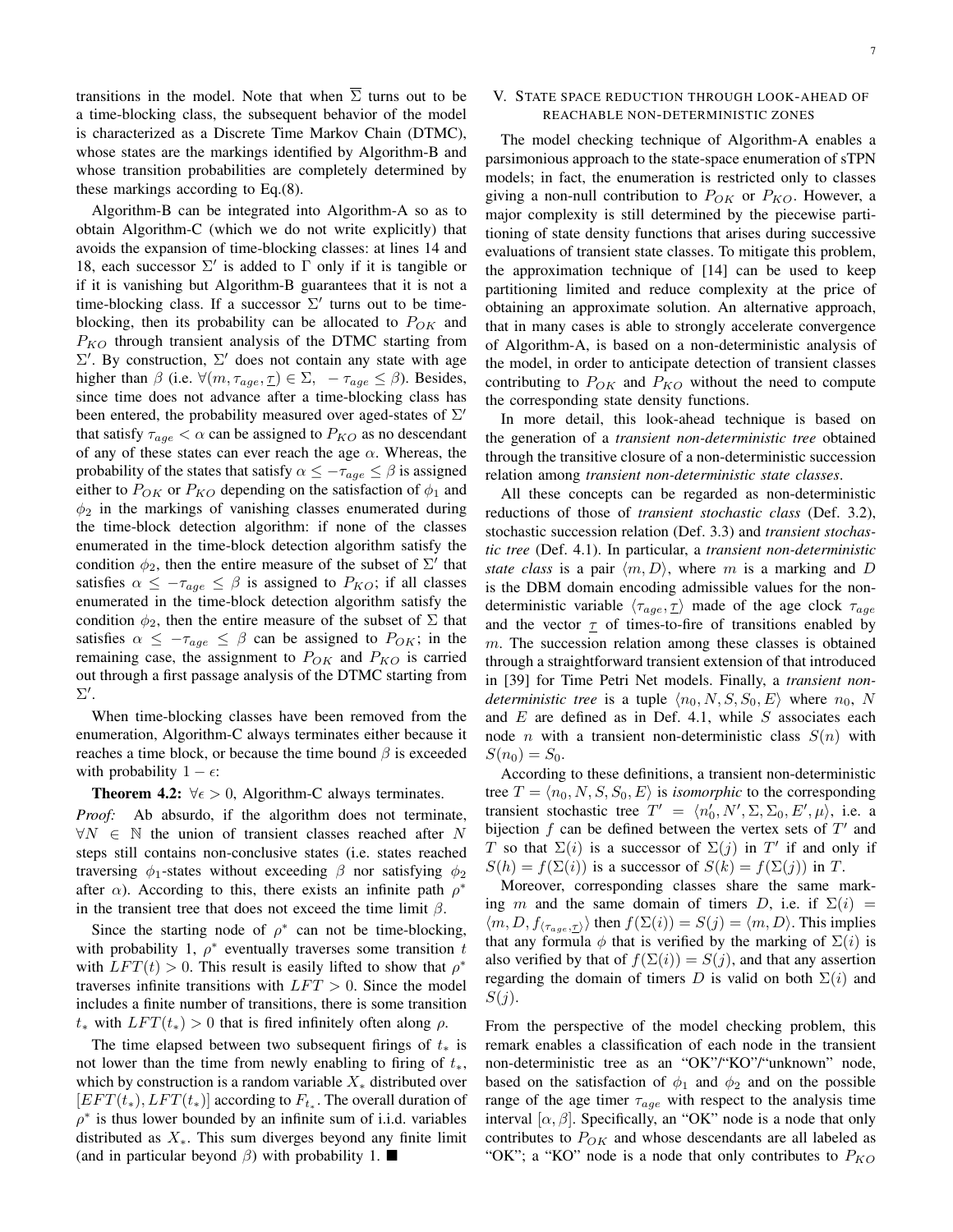transitions in the model. Note that when $\overline{\Sigma}$ turns out to be a time-blocking class, the subsequent behavior of the model is characterized as a Discrete Time Markov Chain (DTMC), whose states are the markings identified by Algorithm-B and whose transition probabilities are completely determined by these markings according to Eq.(8).

Algorithm-B can be integrated into Algorithm-A so as to obtain Algorithm-C (which we do not write explicitly) that avoids the expansion of time-blocking classes: at lines 14 and 18, each successor $\Sigma'$ is added to $\Gamma$ only if it is tangible or if it is vanishing but Algorithm-B guarantees that it is not a time-blocking class. If a successor $\Sigma'$ turns out to be time-blocking, then its probability can be allocated to $P_{OK}$ and $P_{KO}$ through transient analysis of the DTMC starting from $\Sigma'$. By construction, $\Sigma'$ does not contain any state with age higher than $\beta$ (i.e. $\forall (m, \tau_{age}, \underline{\tau}) \in \Sigma, \ -\tau_{age} \leq \beta$). Besides, since time does not advance after a time-blocking class has been entered, the probability measured over aged-states of $\Sigma'$ that satisfy $\tau_{age} < \alpha$ can be assigned to $P_{KO}$ as no descendant of any of these states can ever reach the age $\alpha$. Whereas, the probability of the states that satisfy $\alpha \leq -\tau_{age} \leq \beta$ is assigned either to $P_{OK}$ or $P_{KO}$ depending on the satisfaction of $\phi_1$ and $\phi_2$ in the markings of vanishing classes enumerated during the time-block detection algorithm: if none of the classes enumerated in the time-block detection algorithm satisfy the condition $\phi_2$, then the entire measure of the subset of $\Sigma'$ that satisfies $\alpha \leq -\tau_{age} \leq \beta$ is assigned to $P_{KO}$; if all classes enumerated in the time-block detection algorithm satisfy the condition $\phi_2$, then the entire measure of the subset of $\Sigma$ that satisfies $\alpha \leq -\tau_{age} \leq \beta$ can be assigned to $P_{OK}$; in the remaining case, the assignment to $P_{OK}$ and $P_{KO}$ is carried out through a first passage analysis of the DTMC starting from $\Sigma'$.

When time-blocking classes have been removed from the enumeration, Algorithm-C always terminates either because it reaches a time block, or because the time bound $\beta$ is exceeded with probability $1 - \epsilon$:

**Theorem 4.2:** $\forall \epsilon > 0$, Algorithm-C always terminates.

*Proof:* Ab absurdo, if the algorithm does not terminate, $\forall N \in \mathbb{N}$ the union of transient classes reached after $N$ steps still contains non-conclusive states (i.e. states reached traversing $\phi_1$-states without exceeding $\beta$ nor satisfying $\phi_2$ after $\alpha$). According to this, there exists an infinite path $\rho^*$ in the transient tree that does not exceed the time limit $\beta$.

Since the starting node of $\rho^*$ can not be time-blocking, with probability 1, $\rho^*$ eventually traverses some transition $t$ with $LFT(t) > 0$. This result is easily lifted to show that $\rho^*$ traverses infinite transitions with $LFT > 0$. Since the model includes a finite number of transitions, there is some transition $t_*$ with $LFT(t_*) > 0$ that is fired infinitely often along $\rho$.

The time elapsed between two subsequent firings of $t_*$ is not lower than the time from newly enabling to firing of $t_*$, which by construction is a random variable $X_*$ distributed over $[EFT(t_*), LFT(t_*)]$ according to $F_{t_*}$. The overall duration of $\rho^*$ is thus lower bounded by an infinite sum of i.i.d. variables distributed as $X_*$. This sum diverges beyond any finite limit (and in particular beyond $\beta$) with probability 1. ∎

## V. State space reduction through look-ahead of reachable non-deterministic zones

The model checking technique of Algorithm-A enables a parsimonious approach to the state-space enumeration of sTPN models; in fact, the enumeration is restricted only to classes giving a non-null contribution to $P_{OK}$ or $P_{KO}$. However, a major complexity is still determined by the piecewise partitioning of state density functions that arises during successive evaluations of transient state classes. To mitigate this problem, the approximation technique of [14] can be used to keep partitioning limited and reduce complexity at the price of obtaining an approximate solution. An alternative approach, that in many cases is able to strongly accelerate convergence of Algorithm-A, is based on a non-deterministic analysis of the model, in order to anticipate detection of transient classes contributing to $P_{OK}$ and $P_{KO}$ without the need to compute the corresponding state density functions.

In more detail, this look-ahead technique is based on the generation of a *transient non-deterministic tree* obtained through the transitive closure of a non-deterministic succession relation among *transient non-deterministic state classes*.

All these concepts can be regarded as non-deterministic reductions of those of *transient stochastic class* (Def. 3.2), stochastic succession relation (Def. 3.3) and *transient stochastic tree* (Def. 4.1). In particular, a *transient non-deterministic state class* is a pair $\langle m, D \rangle$, where $m$ is a marking and $D$ is the DBM domain encoding admissible values for the non-deterministic variable $\langle \tau_{age}, \underline{\tau} \rangle$ made of the age clock $\tau_{age}$ and the vector $\underline{\tau}$ of times-to-fire of transitions enabled by $m$. The succession relation among these classes is obtained through a straightforward transient extension of that introduced in [39] for Time Petri Net models. Finally, a *transient non-deterministic tree* is a tuple $\langle n_0, N, S, S_0, E \rangle$ where $n_0$, $N$ and $E$ are defined as in Def. 4.1, while $S$ associates each node $n$ with a transient non-deterministic class $S(n)$ with $S(n_0) = S_0$.

According to these definitions, a transient non-deterministic tree $T = \langle n_0, N, S, S_0, E \rangle$ is *isomorphic* to the corresponding transient stochastic tree $T' = \langle n_0', N', \Sigma, \Sigma_0, E', \mu \rangle$, i.e. a bijection $f$ can be defined between the vertex sets of $T'$ and $T$ so that $\Sigma(i)$ is a successor of $\Sigma(j)$ in $T'$ if and only if $S(h) = f(\Sigma(i))$ is a successor of $S(k) = f(\Sigma(j))$ in $T$.

Moreover, corresponding classes share the same marking $m$ and the same domain of timers $D$, i.e. if $\Sigma(i) = \langle m, D, f_{\langle \tau_{age}, \underline{\tau} \rangle} \rangle$ then $f(\Sigma(i)) = S(j) = \langle m, D \rangle$. This implies that any formula $\phi$ that is verified by the marking of $\Sigma(i)$ is also verified by that of $f(\Sigma(i)) = S(j)$, and that any assertion regarding the domain of timers $D$ is valid on both $\Sigma(i)$ and $S(j)$.

From the perspective of the model checking problem, this remark enables a classification of each node in the transient non-deterministic tree as an "OK"/"KO"/"unknown" node, based on the satisfaction of $\phi_1$ and $\phi_2$ and on the possible range of the age timer $\tau_{age}$ with respect to the analysis time interval $[\alpha, \beta]$. Specifically, an "OK" node is a node that only contributes to $P_{OK}$ and whose descendants are all labeled as "OK"; a "KO" node is a node that only contributes to $P_{KO}$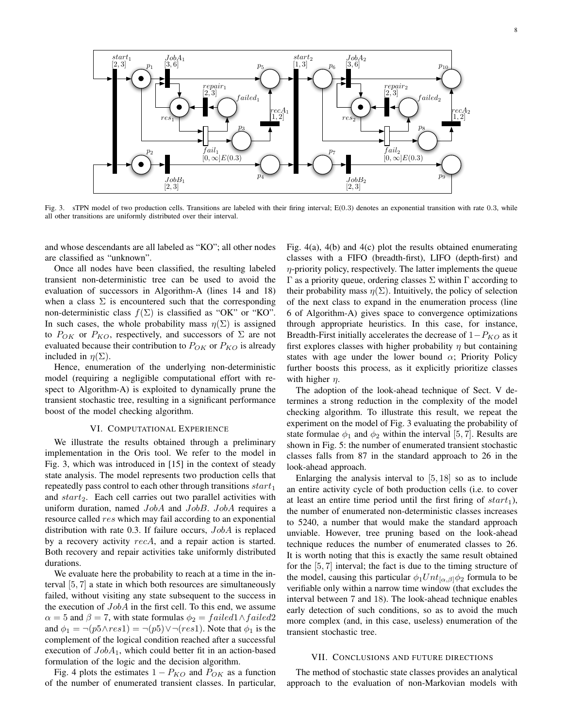Fig. 3. sTPN model of two production cells. Transitions are labeled with their firing interval; E(0.3) denotes an exponential transition with rate 0.3, while all other transitions are uniformly distributed over their interval.

and whose descendants are all labeled as "KO"; all other nodes are classified as "unknown".

Once all nodes have been classified, the resulting labeled transient non-deterministic tree can be used to avoid the evaluation of successors in Algorithm-A (lines 14 and 18) when a class $\Sigma$ is encountered such that the corresponding non-deterministic class $f(\Sigma)$ is classified as "OK" or "KO". In such cases, the whole probability mass $\eta(\Sigma)$ is assigned to $P_{OK}$ or $P_{KO}$, respectively, and successors of $\Sigma$ are not evaluated because their contribution to $P_{OK}$ or $P_{KO}$ is already included in $\eta(\Sigma)$.

Hence, enumeration of the underlying non-deterministic model (requiring a negligible computational effort with respect to Algorithm-A) is exploited to dynamically prune the transient stochastic tree, resulting in a significant performance boost of the model checking algorithm.

## VI. Computational Experience

We illustrate the results obtained through a preliminary implementation in the Oris tool. We refer to the model in Fig. 3, which was introduced in [15] in the context of steady state analysis. The model represents two production cells that repeatedly pass control to each other through transitions $start_1$ and $start_2$. Each cell carries out two parallel activities with uniform duration, named $JobA$ and $JobB$. $JobA$ requires a resource called $res$ which may fail according to an exponential distribution with rate 0.3. If failure occurs, $JobA$ is replaced by a recovery activity $recA$, and a repair action is started. Both recovery and repair activities take uniformly distributed durations.

We evaluate here the probability to reach at a time in the interval $[5, 7]$ a state in which both resources are simultaneously failed, without visiting any state subsequent to the success in the execution of $JobA$ in the first cell. To this end, we assume $\alpha = 5$ and $\beta = 7$, with state formulas $\phi_2 = failed1 \wedge failed2$ and $\phi_1 = \neg(p5 \wedge res1) = \neg(p5) \vee \neg(res1)$. Note that $\phi_1$ is the complement of the logical condition reached after a successful execution of $JobA_1$, which could better fit in an action-based formulation of the logic and the decision algorithm.

Fig. 4 plots the estimates $1 - P_{KO}$ and $P_{OK}$ as a function of the number of enumerated transient classes. In particular, Fig. 4(a), 4(b) and 4(c) plot the results obtained enumerating classes with a FIFO (breadth-first), LIFO (depth-first) and $\eta$-priority policy, respectively. The latter implements the queue $\Gamma$ as a priority queue, ordering classes $\Sigma$ within $\Gamma$ according to their probability mass $\eta(\Sigma)$. Intuitively, the policy of selection of the next class to expand in the enumeration process (line 6 of Algorithm-A) gives space to convergence optimizations through appropriate heuristics. In this case, for instance, Breadth-First initially accelerates the decrease of $1 - P_{KO}$ as it first explores classes with higher probability $\eta$ but containing states with age under the lower bound $\alpha$; Priority Policy further boosts this process, as it explicitly prioritize classes with higher $\eta$.

The adoption of the look-ahead technique of Sect. V determines a strong reduction in the complexity of the model checking algorithm. To illustrate this result, we repeat the experiment on the model of Fig. 3 evaluating the probability of state formulae $\phi_1$ and $\phi_2$ within the interval $[5, 7]$. Results are shown in Fig. 5: the number of enumerated transient stochastic classes falls from 87 in the standard approach to 26 in the look-ahead approach.

Enlarging the analysis interval to $[5, 18]$ so as to include an entire activity cycle of both production cells (i.e. to cover at least an entire time period until the first firing of $start_1$), the number of enumerated non-deterministic classes increases to 5240, a number that would make the standard approach unviable. However, tree pruning based on the look-ahead technique reduces the number of enumerated classes to 26. It is worth noting that this is exactly the same result obtained for the $[5, 7]$ interval; the fact is due to the timing structure of the model, causing this particular $\phi_1 Unt_{[\alpha,\beta]} \phi_2$ formula to be verifiable only within a narrow time window (that excludes the interval between 7 and 18). The look-ahead technique enables early detection of such conditions, so as to avoid the much more complex (and, in this case, useless) enumeration of the transient stochastic tree.

## VII. Conclusions and Future Directions

The method of stochastic state classes provides an analytical approach to the evaluation of non-Markovian models with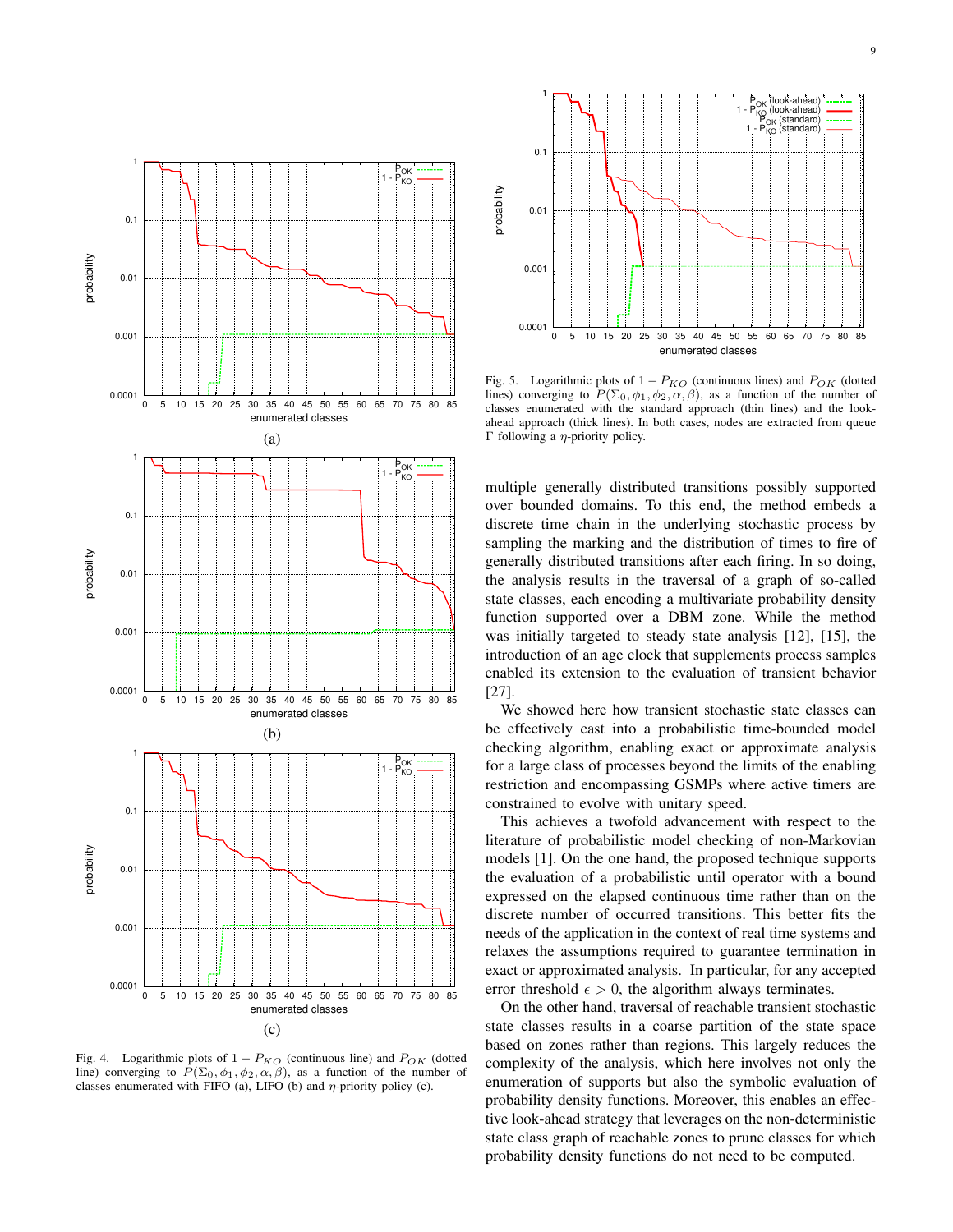Fig. 4. Logarithmic plots of $1 - P_{KO}$ (continuous line) and $P_{OK}$ (dotted line) converging to $P(\Sigma_0, \phi_1, \phi_2, \alpha, \beta)$, as a function of the number of classes enumerated with FIFO (a), LIFO (b) and $\eta$-priority policy (c).

Fig. 5. Logarithmic plots of $1 - P_{KO}$ (continuous lines) and $P_{OK}$ (dotted lines) converging to $P(\Sigma_0, \phi_1, \phi_2, \alpha, \beta)$, as a function of the number of classes enumerated with the standard approach (thin lines) and the look-ahead approach (thick lines). In both cases, nodes are extracted from queue $\Gamma$ following a $\eta$-priority policy.

multiple generally distributed transitions possibly supported over bounded domains. To this end, the method embeds a discrete time chain in the underlying stochastic process by sampling the marking and the distribution of times to fire of generally distributed transitions after each firing. In so doing, the analysis results in the traversal of a graph of so-called state classes, each encoding a multivariate probability density function supported over a DBM zone. While the method was initially targeted to steady state analysis [12], [15], the introduction of an age clock that supplements process samples enabled its extension to the evaluation of transient behavior [27].

We showed here how transient stochastic state classes can be effectively cast into a probabilistic time-bounded model checking algorithm, enabling exact or approximate analysis for a large class of processes beyond the limits of the enabling restriction and encompassing GSMPs where active timers are constrained to evolve with unitary speed.

This achieves a twofold advancement with respect to the literature of probabilistic model checking of non-Markovian models [1]. On the one hand, the proposed technique supports the evaluation of a probabilistic until operator with a bound expressed on the elapsed continuous time rather than on the discrete number of occurred transitions. This better fits the needs of the application in the context of real time systems and relaxes the assumptions required to guarantee termination in exact or approximated analysis. In particular, for any accepted error threshold $\epsilon > 0$, the algorithm always terminates.

On the other hand, traversal of reachable transient stochastic state classes results in a coarse partition of the state space based on zones rather than regions. This largely reduces the complexity of the analysis, which here involves not only the enumeration of supports but also the symbolic evaluation of probability density functions. Moreover, this enables an effective look-ahead strategy that leverages on the non-deterministic state class graph of reachable zones to prune classes for which probability density functions do not need to be computed.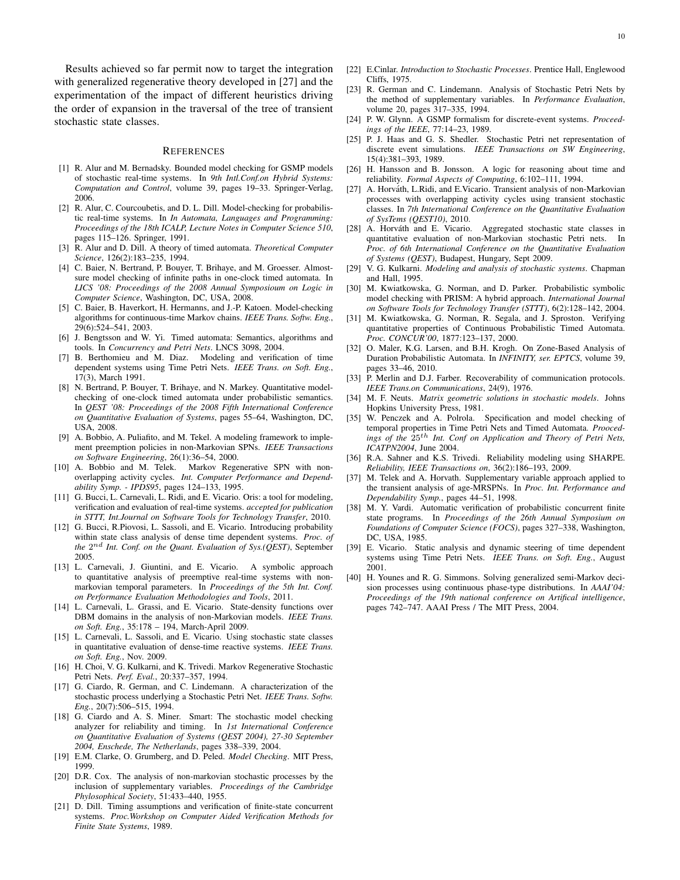Results achieved so far permit now to target the integration with generalized regenerative theory developed in [27] and the experimentation of the impact of different heuristics driving the order of expansion in the traversal of the tree of transient stochastic state classes.

## REFERENCES

[1] R. Alur and M. Bernadsky. Bounded model checking for GSMP models of stochastic real-time systems. In *9th Intl.Conf.on Hybrid Systems: Computation and Control*, volume 39, pages 19–33. Springer-Verlag, 2006.

[2] R. Alur, C. Courcoubetis, and D. L. Dill. Model-checking for probabilistic real-time systems. In *In Automata, Languages and Programming: Proceedings of the 18th ICALP, Lecture Notes in Computer Science 510*, pages 115–126. Springer, 1991.

[3] R. Alur and D. Dill. A theory of timed automata. *Theoretical Computer Science*, 126(2):183–235, 1994.

[4] C. Baier, N. Bertrand, P. Bouyer, T. Brihaye, and M. Groesser. Almost-sure model checking of infinite paths in one-clock timed automata. In *LICS '08: Proceedings of the 2008 Annual Symposioum on Logic in Computer Science*, Washington, DC, USA, 2008.

[5] C. Baier, B. Haverkort, H. Hermanns, and J.-P. Katoen. Model-checking algorithms for continuous-time Markov chains. *IEEE Trans. Softw. Eng.*, 29(6):524–541, 2003.

[6] J. Bengtsson and W. Yi. Timed automata: Semantics, algorithms and tools. In *Concurrency and Petri Nets*. LNCS 3098, 2004.

[7] B. Berthomieu and M. Diaz. Modeling and verification of time dependent systems using Time Petri Nets. *IEEE Trans. on Soft. Eng.*, 17(3), March 1991.

[8] N. Bertrand, P. Bouyer, T. Brihaye, and N. Markey. Quantitative model-checking of one-clock timed automata under probabilistic semantics. In *QEST '08: Proceedings of the 2008 Fifth International Conference on Quantitative Evaluation of Systems*, pages 55–64, Washington, DC, USA, 2008.

[9] A. Bobbio, A. Puliafito, and M. Tekel. A modeling framework to implement preemption policies in non-Markovian SPNs. *IEEE Transactions on Software Engineering*, 26(1):36–54, 2000.

[10] A. Bobbio and M. Telek. Markov Regenerative SPN with non-overlapping activity cycles. *Int. Computer Performance and Dependability Symp. - IPDS95*, pages 124–133, 1995.

[11] G. Bucci, L. Carnevali, L. Ridi, and E. Vicario. Oris: a tool for modeling, verification and evaluation of real-time systems. *accepted for publication in STTT, Int.Journal on Software Tools for Technology Transfer*, 2010.

[12] G. Bucci, R.Piovosi, L. Sassoli, and E. Vicario. Introducing probability within state class analysis of dense time dependent systems. *Proc. of the $2^{nd}$ Int. Conf. on the Quant. Evaluation of Sys.(QEST)*, September 2005.

[13] L. Carnevali, J. Giuntini, and E. Vicario. A symbolic approach to quantitative analysis of preemptive real-time systems with non-markovian temporal parameters. In *Proceedings of the 5th Int. Conf. on Performance Evaluation Methodologies and Tools*, 2011.

[14] L. Carnevali, L. Grassi, and E. Vicario. State-density functions over DBM domains in the analysis of non-Markovian models. *IEEE Trans. on Soft. Eng.*, 35:178 – 194, March-April 2009.

[15] L. Carnevali, L. Sassoli, and E. Vicario. Using stochastic state classes in quantitative evaluation of dense-time reactive systems. *IEEE Trans. on Soft. Eng.*, Nov. 2009.

[16] H. Choi, V. G. Kulkarni, and K. Trivedi. Markov Regenerative Stochastic Petri Nets. *Perf. Eval.*, 20:337–357, 1994.

[17] G. Ciardo, R. German, and C. Lindemann. A characterization of the stochastic process underlying a Stochastic Petri Net. *IEEE Trans. Softw. Eng.*, 20(7):506–515, 1994.

[18] G. Ciardo and A. S. Miner. Smart: The stochastic model checking analyzer for reliability and timing. In *1st International Conference on Quantitative Evaluation of Systems (QEST 2004), 27-30 September 2004, Enschede, The Netherlands*, pages 338–339, 2004.

[19] E.M. Clarke, O. Grumberg, and D. Peled. *Model Checking*. MIT Press, 1999.

[20] D.R. Cox. The analysis of non-markovian stochastic processes by the inclusion of supplementary variables. *Proceedings of the Cambridge Phylosophical Society*, 51:433–440, 1955.

[21] D. Dill. Timing assumptions and verification of finite-state concurrent systems. *Proc.Workshop on Computer Aided Verification Methods for Finite State Systems*, 1989.

[22] E.Cinlar. *Introduction to Stochastic Processes*. Prentice Hall, Englewood Cliffs, 1975.

[23] R. German and C. Lindemann. Analysis of Stochastic Petri Nets by the method of supplementary variables. In *Performance Evaluation*, volume 20, pages 317–335, 1994.

[24] P. W. Glynn. A GSMP formalism for discrete-event systems. *Proceedings of the IEEE*, 77:14–23, 1989.

[25] P. J. Haas and G. S. Shedler. Stochastic Petri net representation of discrete event simulations. *IEEE Transactions on SW Engineering*, 15(4):381–393, 1989.

[26] H. Hansson and B. Jonsson. A logic for reasoning about time and reliability. *Formal Aspects of Computing*, 6:102–111, 1994.

[27] A. Horváth, L.Ridi, and E.Vicario. Transient analysis of non-Markovian processes with overlapping activity cycles using transient stochastic classes. In *7th International Conference on the Quantitative Evaluation of SysTems (QEST10)*, 2010.

[28] A. Horváth and E. Vicario. Aggregated stochastic state classes in quantitative evaluation of non-Markovian stochastic Petri nets. In *Proc. of 6th International Conference on the Quantitative Evaluation of Systems (QEST)*, Budapest, Hungary, Sept 2009.

[29] V. G. Kulkarni. *Modeling and analysis of stochastic systems*. Chapman and Hall, 1995.

[30] M. Kwiatkowska, G. Norman, and D. Parker. Probabilistic symbolic model checking with PRISM: A hybrid approach. *International Journal on Software Tools for Technology Transfer (STTT)*, 6(2):128–142, 2004.

[31] M. Kwiatkowska, G. Norman, R. Segala, and J. Sproston. Verifying quantitative properties of Continuous Probabilistic Timed Automata. *Proc. CONCUR'00*, 1877:123–137, 2000.

[32] O. Maler, K.G. Larsen, and B.H. Krogh. On Zone-Based Analysis of Duration Probabilistic Automata. In *INFINITY, ser. EPTCS*, volume 39, pages 33–46, 2010.

[33] P. Merlin and D.J. Farber. Recoverability of communication protocols. *IEEE Trans.on Communications*, 24(9), 1976.

[34] M. F. Neuts. *Matrix geometric solutions in stochastic models*. Johns Hopkins University Press, 1981.

[35] W. Penczek and A. Polrola. Specification and model checking of temporal properties in Time Petri Nets and Timed Automata. *Proceedings of the $25^{th}$ Int. Conf on Application and Theory of Petri Nets, ICATPN2004*, June 2004.

[36] R.A. Sahner and K.S. Trivedi. Reliability modeling using SHARPE. *Reliability, IEEE Transactions on*, 36(2):186–193, 2009.

[37] M. Telek and A. Horvath. Supplementary variable approach applied to the transient analysis of age-MRSPNs. In *Proc. Int. Performance and Dependability Symp.*, pages 44–51, 1998.

[38] M. Y. Vardi. Automatic verification of probabilistic concurrent finite state programs. In *Proceedings of the 26th Annual Symposium on Foundations of Computer Science (FOCS)*, pages 327–338, Washington, DC, USA, 1985.

[39] E. Vicario. Static analysis and dynamic steering of time dependent systems using Time Petri Nets. *IEEE Trans. on Soft. Eng.*, August 2001.

[40] H. Younes and R. G. Simmons. Solving generalized semi-Markov decision processes using continuous phase-type distributions. In *AAAI'04: Proceedings of the 19th national conference on Artifical intelligence*, pages 742–747. AAAI Press / The MIT Press, 2004.